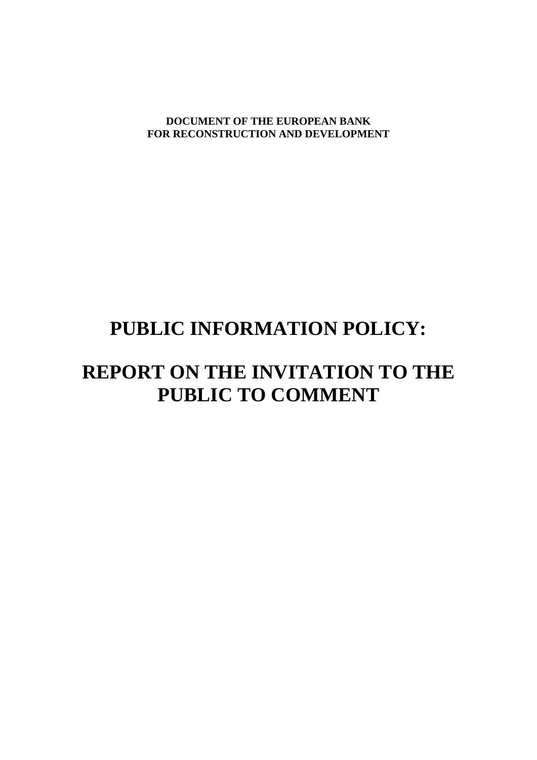**DOCUMENT OF THE EUROPEAN BANK**
**FOR RECONSTRUCTION AND DEVELOPMENT**

# PUBLIC INFORMATION POLICY:

# REPORT ON THE INVITATION TO THE PUBLIC TO COMMENT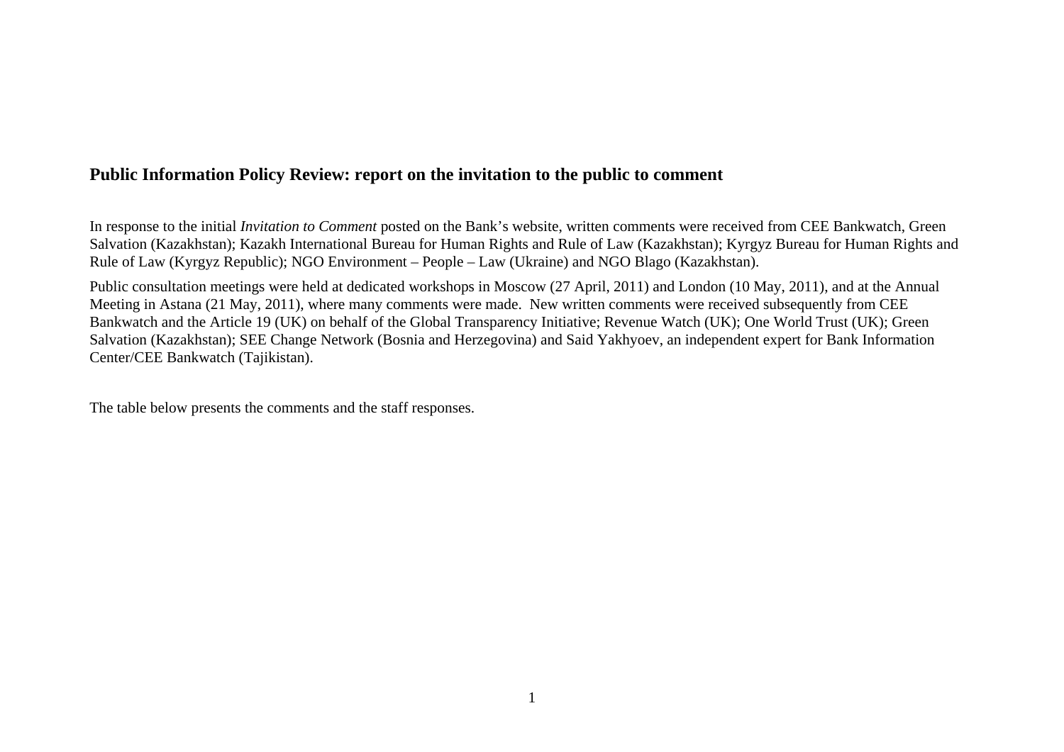## Public Information Policy Review: report on the invitation to the public to comment

In response to the initial *Invitation to Comment* posted on the Bank's website, written comments were received from CEE Bankwatch, Green Salvation (Kazakhstan); Kazakh International Bureau for Human Rights and Rule of Law (Kazakhstan); Kyrgyz Bureau for Human Rights and Rule of Law (Kyrgyz Republic); NGO Environment – People – Law (Ukraine) and NGO Blago (Kazakhstan).

Public consultation meetings were held at dedicated workshops in Moscow (27 April, 2011) and London (10 May, 2011), and at the Annual Meeting in Astana (21 May, 2011), where many comments were made. New written comments were received subsequently from CEE Bankwatch and the Article 19 (UK) on behalf of the Global Transparency Initiative; Revenue Watch (UK); One World Trust (UK); Green Salvation (Kazakhstan); SEE Change Network (Bosnia and Herzegovina) and Said Yakhyoev, an independent expert for Bank Information Center/CEE Bankwatch (Tajikistan).

The table below presents the comments and the staff responses.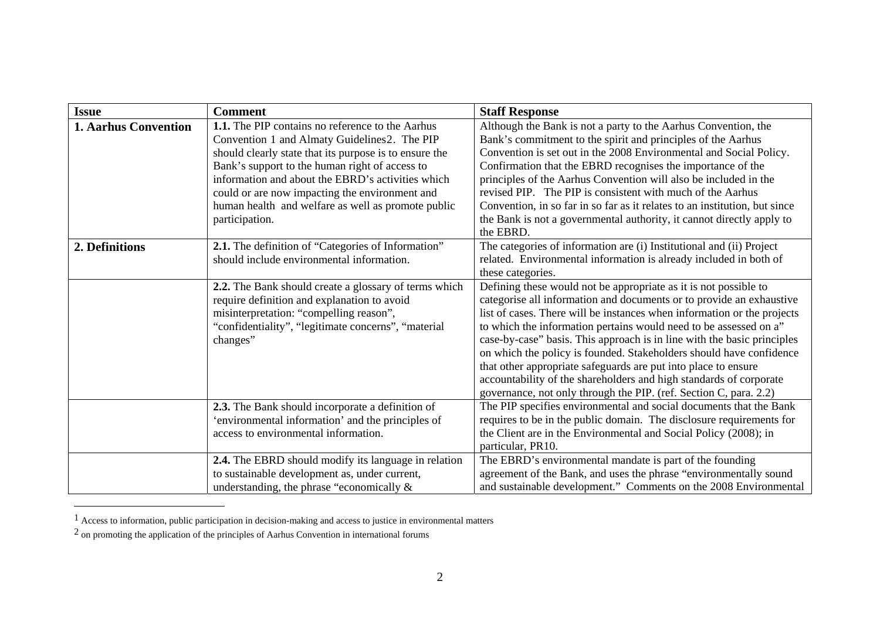| Issue | Comment | Staff Response |
| --- | --- | --- |
| **1. Aarhus Convention** | **1.1.** The PIP contains no reference to the Aarhus Convention [1] and Almaty Guidelines[2]. The PIP should clearly state that its purpose is to ensure the Bank's support to the human right of access to information and about the EBRD's activities which could or are now impacting the environment and human health and welfare as well as promote public participation. | Although the Bank is not a party to the Aarhus Convention, the Bank's commitment to the spirit and principles of the Aarhus Convention is set out in the 2008 Environmental and Social Policy. Confirmation that the EBRD recognises the importance of the principles of the Aarhus Convention will also be included in the revised PIP. The PIP is consistent with much of the Aarhus Convention, in so far in so far as it relates to an institution, but since the Bank is not a governmental authority, it cannot directly apply to the EBRD. |
| **2. Definitions** | **2.1.** The definition of "Categories of Information" should include environmental information. | The categories of information are (i) Institutional and (ii) Project related. Environmental information is already included in both of these categories. |
| | **2.2.** The Bank should create a glossary of terms which require definition and explanation to avoid misinterpretation: "compelling reason", "confidentiality", "legitimate concerns", "material changes" | Defining these would not be appropriate as it is not possible to categorise all information and documents or to provide an exhaustive list of cases. There will be instances when information or the projects to which the information pertains would need to be assessed on a" case-by-case" basis. This approach is in line with the basic principles on which the policy is founded. Stakeholders should have confidence that other appropriate safeguards are put into place to ensure accountability of the shareholders and high standards of corporate governance, not only through the PIP. (ref. Section C, para. 2.2) |
| | **2.3.** The Bank should incorporate a definition of 'environmental information' and the principles of access to environmental information. | The PIP specifies environmental and social documents that the Bank requires to be in the public domain. The disclosure requirements for the Client are in the Environmental and Social Policy (2008); in particular, PR10. |
| | **2.4.** The EBRD should modify its language in relation to sustainable development as, under current, understanding, the phrase "economically & | The EBRD's environmental mandate is part of the founding agreement of the Bank, and uses the phrase "environmentally sound and sustainable development." Comments on the 2008 Environmental |

[1] Access to information, public participation in decision-making and access to justice in environmental matters

[2] on promoting the application of the principles of Aarhus Convention in international forums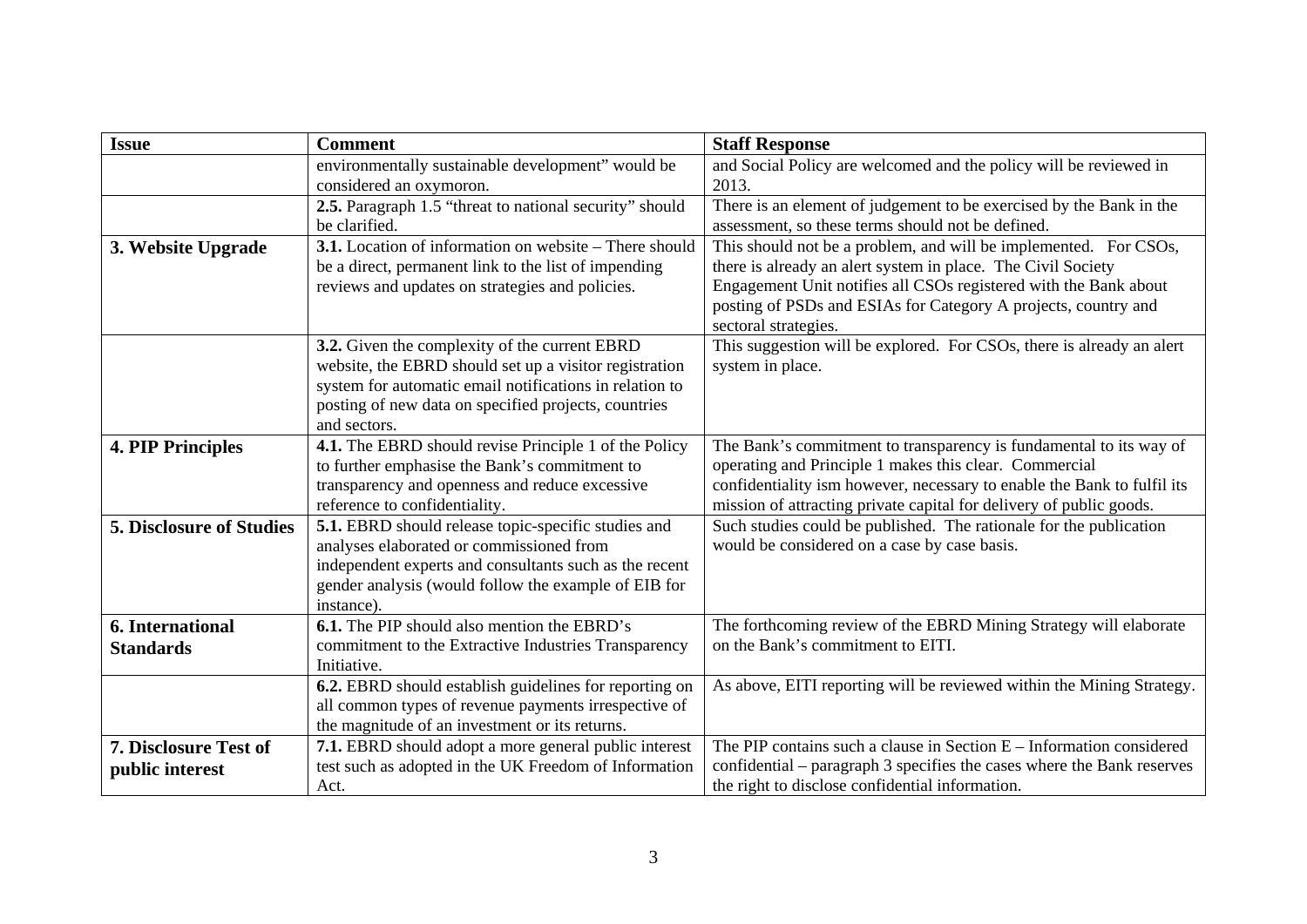| Issue | Comment | Staff Response |
|---|---|---|
| | environmentally sustainable development" would be considered an oxymoron. | and Social Policy are welcomed and the policy will be reviewed in 2013. |
| | **2.5.** Paragraph 1.5 "threat to national security" should be clarified. | There is an element of judgement to be exercised by the Bank in the assessment, so these terms should not be defined. |
| **3. Website Upgrade** | **3.1.** Location of information on website – There should be a direct, permanent link to the list of impending reviews and updates on strategies and policies. | This should not be a problem, and will be implemented. For CSOs, there is already an alert system in place. The Civil Society Engagement Unit notifies all CSOs registered with the Bank about posting of PSDs and ESIAs for Category A projects, country and sectoral strategies. |
| | **3.2.** Given the complexity of the current EBRD website, the EBRD should set up a visitor registration system for automatic email notifications in relation to posting of new data on specified projects, countries and sectors. | This suggestion will be explored. For CSOs, there is already an alert system in place. |
| **4. PIP Principles** | **4.1.** The EBRD should revise Principle 1 of the Policy to further emphasise the Bank's commitment to transparency and openness and reduce excessive reference to confidentiality. | The Bank's commitment to transparency is fundamental to its way of operating and Principle 1 makes this clear. Commercial confidentiality ism however, necessary to enable the Bank to fulfil its mission of attracting private capital for delivery of public goods. |
| **5. Disclosure of Studies** | **5.1.** EBRD should release topic-specific studies and analyses elaborated or commissioned from independent experts and consultants such as the recent gender analysis (would follow the example of EIB for instance). | Such studies could be published. The rationale for the publication would be considered on a case by case basis. |
| **6. International Standards** | **6.1.** The PIP should also mention the EBRD's commitment to the Extractive Industries Transparency Initiative. | The forthcoming review of the EBRD Mining Strategy will elaborate on the Bank's commitment to EITI. |
| | **6.2.** EBRD should establish guidelines for reporting on all common types of revenue payments irrespective of the magnitude of an investment or its returns. | As above, EITI reporting will be reviewed within the Mining Strategy. |
| **7. Disclosure Test of public interest** | **7.1.** EBRD should adopt a more general public interest test such as adopted in the UK Freedom of Information Act. | The PIP contains such a clause in Section E – Information considered confidential – paragraph 3 specifies the cases where the Bank reserves the right to disclose confidential information. |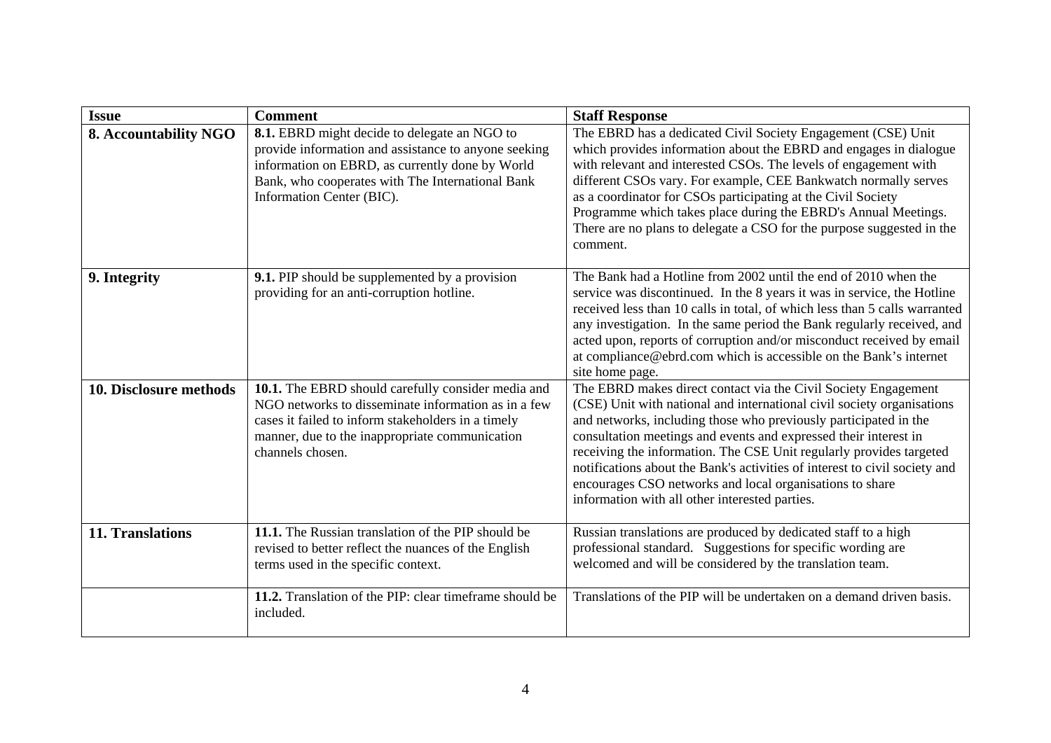| Issue | Comment | Staff Response |
|---|---|---|
| **8. Accountability NGO** | **8.1.** EBRD might decide to delegate an NGO to provide information and assistance to anyone seeking information on EBRD, as currently done by World Bank, who cooperates with The International Bank Information Center (BIC). | The EBRD has a dedicated Civil Society Engagement (CSE) Unit which provides information about the EBRD and engages in dialogue with relevant and interested CSOs. The levels of engagement with different CSOs vary. For example, CEE Bankwatch normally serves as a coordinator for CSOs participating at the Civil Society Programme which takes place during the EBRD's Annual Meetings. There are no plans to delegate a CSO for the purpose suggested in the comment. |
| **9. Integrity** | **9.1.** PIP should be supplemented by a provision providing for an anti-corruption hotline. | The Bank had a Hotline from 2002 until the end of 2010 when the service was discontinued. In the 8 years it was in service, the Hotline received less than 10 calls in total, of which less than 5 calls warranted any investigation. In the same period the Bank regularly received, and acted upon, reports of corruption and/or misconduct received by email at compliance@ebrd.com which is accessible on the Bank's internet site home page. |
| **10. Disclosure methods** | **10.1.** The EBRD should carefully consider media and NGO networks to disseminate information as in a few cases it failed to inform stakeholders in a timely manner, due to the inappropriate communication channels chosen. | The EBRD makes direct contact via the Civil Society Engagement (CSE) Unit with national and international civil society organisations and networks, including those who previously participated in the consultation meetings and events and expressed their interest in receiving the information. The CSE Unit regularly provides targeted notifications about the Bank's activities of interest to civil society and encourages CSO networks and local organisations to share information with all other interested parties. |
| **11. Translations** | **11.1.** The Russian translation of the PIP should be revised to better reflect the nuances of the English terms used in the specific context. | Russian translations are produced by dedicated staff to a high professional standard. Suggestions for specific wording are welcomed and will be considered by the translation team. |
| | **11.2.** Translation of the PIP: clear timeframe should be included. | Translations of the PIP will be undertaken on a demand driven basis. |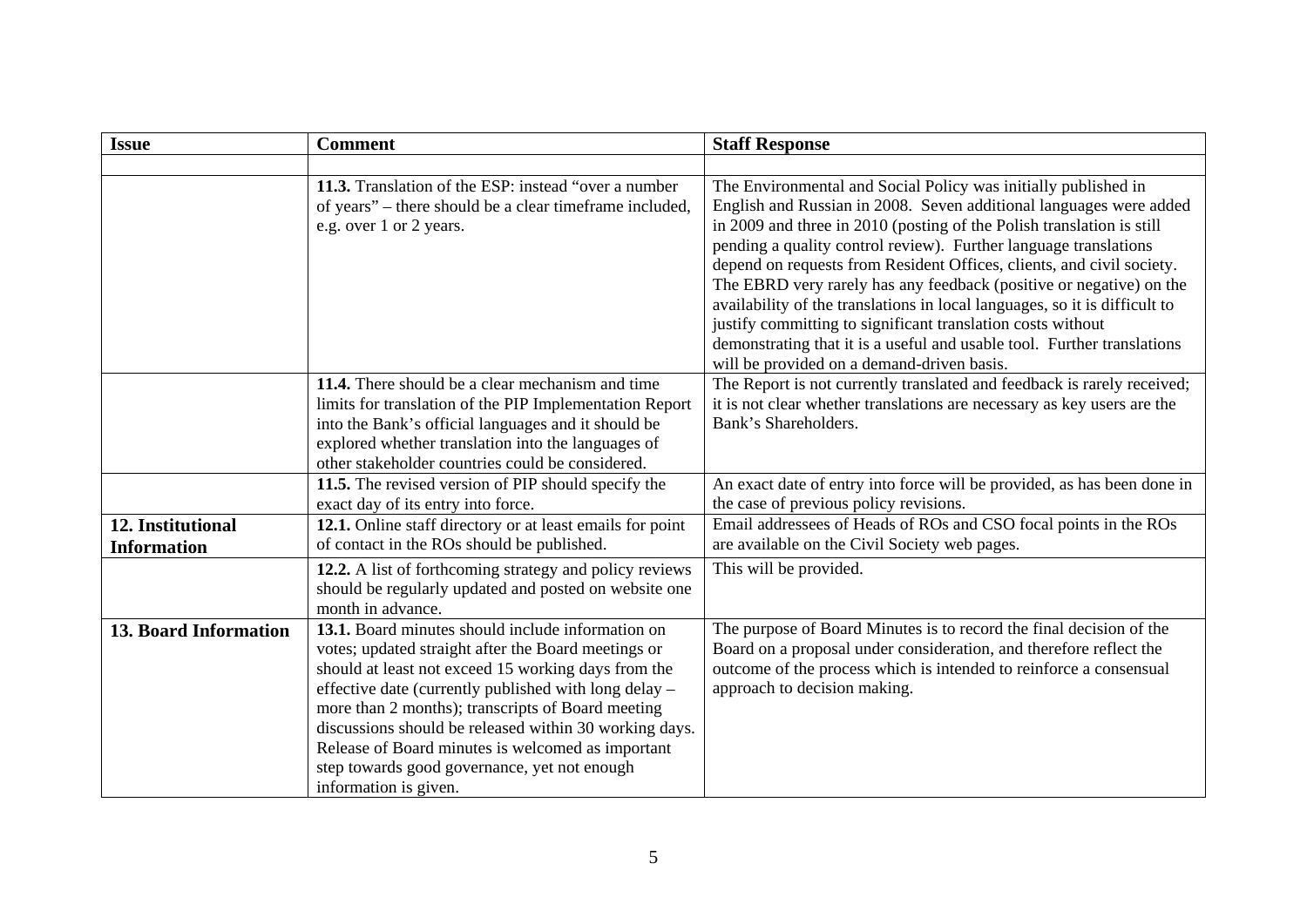| Issue | Comment | Staff Response |
| --- | --- | --- |
| | | |
| | **11.3.** Translation of the ESP: instead "over a number of years" – there should be a clear timeframe included, e.g. over 1 or 2 years. | The Environmental and Social Policy was initially published in English and Russian in 2008. Seven additional languages were added in 2009 and three in 2010 (posting of the Polish translation is still pending a quality control review). Further language translations depend on requests from Resident Offices, clients, and civil society. The EBRD very rarely has any feedback (positive or negative) on the availability of the translations in local languages, so it is difficult to justify committing to significant translation costs without demonstrating that it is a useful and usable tool. Further translations will be provided on a demand-driven basis. |
| | **11.4.** There should be a clear mechanism and time limits for translation of the PIP Implementation Report into the Bank's official languages and it should be explored whether translation into the languages of other stakeholder countries could be considered. | The Report is not currently translated and feedback is rarely received; it is not clear whether translations are necessary as key users are the Bank's Shareholders. |
| | **11.5.** The revised version of PIP should specify the exact day of its entry into force. | An exact date of entry into force will be provided, as has been done in the case of previous policy revisions. |
| **12. Institutional Information** | **12.1.** Online staff directory or at least emails for point of contact in the ROs should be published. | Email addressees of Heads of ROs and CSO focal points in the ROs are available on the Civil Society web pages. |
| | **12.2.** A list of forthcoming strategy and policy reviews should be regularly updated and posted on website one month in advance. | This will be provided. |
| **13. Board Information** | **13.1.** Board minutes should include information on votes; updated straight after the Board meetings or should at least not exceed 15 working days from the effective date (currently published with long delay – more than 2 months); transcripts of Board meeting discussions should be released within 30 working days. Release of Board minutes is welcomed as important step towards good governance, yet not enough information is given. | The purpose of Board Minutes is to record the final decision of the Board on a proposal under consideration, and therefore reflect the outcome of the process which is intended to reinforce a consensual approach to decision making. |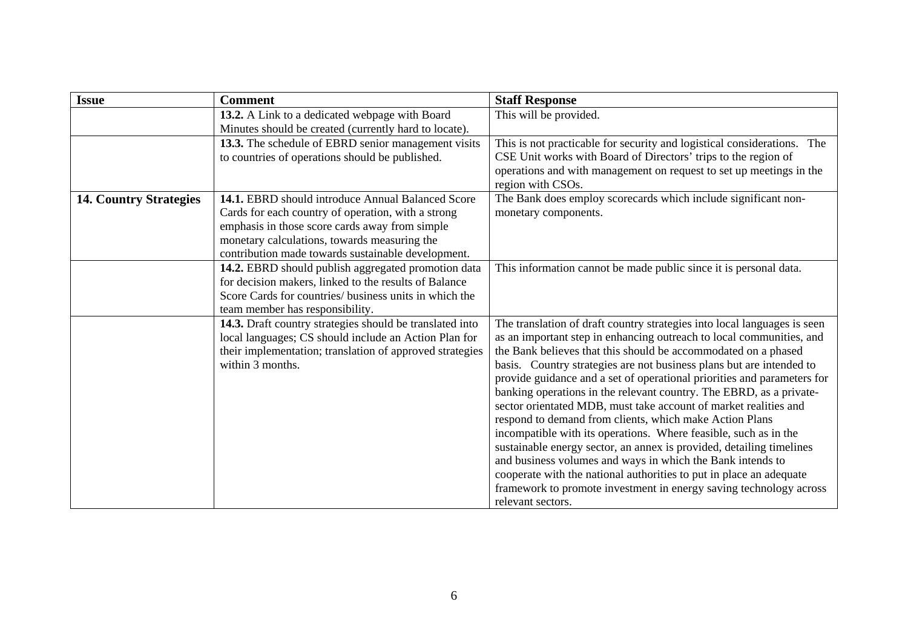| Issue | Comment | Staff Response |
|---|---|---|
| | **13.2.** A Link to a dedicated webpage with Board Minutes should be created (currently hard to locate). | This will be provided. |
| | **13.3.** The schedule of EBRD senior management visits to countries of operations should be published. | This is not practicable for security and logistical considerations. The CSE Unit works with Board of Directors' trips to the region of operations and with management on request to set up meetings in the region with CSOs. |
| **14. Country Strategies** | **14.1.** EBRD should introduce Annual Balanced Score Cards for each country of operation, with a strong emphasis in those score cards away from simple monetary calculations, towards measuring the contribution made towards sustainable development. | The Bank does employ scorecards which include significant non-monetary components. |
| | **14.2.** EBRD should publish aggregated promotion data for decision makers, linked to the results of Balance Score Cards for countries/ business units in which the team member has responsibility. | This information cannot be made public since it is personal data. |
| | **14.3.** Draft country strategies should be translated into local languages; CS should include an Action Plan for their implementation; translation of approved strategies within 3 months. | The translation of draft country strategies into local languages is seen as an important step in enhancing outreach to local communities, and the Bank believes that this should be accommodated on a phased basis. Country strategies are not business plans but are intended to provide guidance and a set of operational priorities and parameters for banking operations in the relevant country. The EBRD, as a private-sector orientated MDB, must take account of market realities and respond to demand from clients, which make Action Plans incompatible with its operations. Where feasible, such as in the sustainable energy sector, an annex is provided, detailing timelines and business volumes and ways in which the Bank intends to cooperate with the national authorities to put in place an adequate framework to promote investment in energy saving technology across relevant sectors. |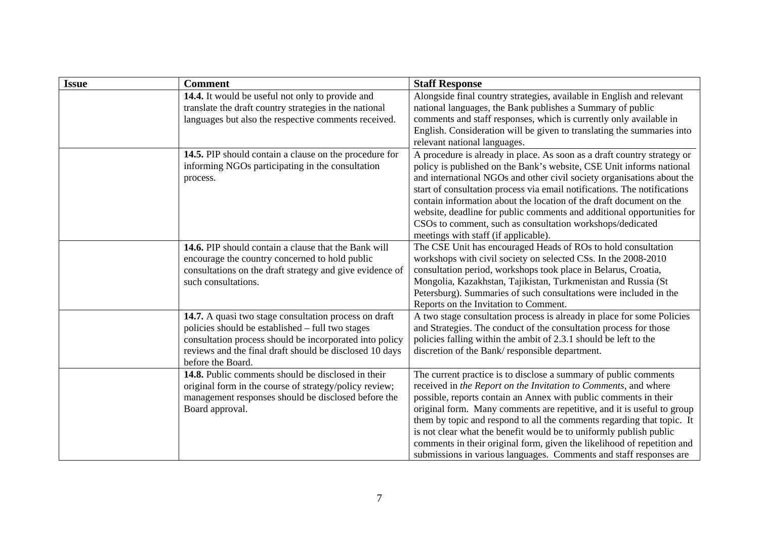| Issue | Comment | Staff Response |
|---|---|---|
| | **14.4.** It would be useful not only to provide and translate the draft country strategies in the national languages but also the respective comments received. | Alongside final country strategies, available in English and relevant national languages, the Bank publishes a Summary of public comments and staff responses, which is currently only available in English. Consideration will be given to translating the summaries into relevant national languages. |
| | **14.5.** PIP should contain a clause on the procedure for informing NGOs participating in the consultation process. | A procedure is already in place. As soon as a draft country strategy or policy is published on the Bank's website, CSE Unit informs national and international NGOs and other civil society organisations about the start of consultation process via email notifications. The notifications contain information about the location of the draft document on the website, deadline for public comments and additional opportunities for CSOs to comment, such as consultation workshops/dedicated meetings with staff (if applicable). |
| | **14.6.** PIP should contain a clause that the Bank will encourage the country concerned to hold public consultations on the draft strategy and give evidence of such consultations. | The CSE Unit has encouraged Heads of ROs to hold consultation workshops with civil society on selected CSs. In the 2008-2010 consultation period, workshops took place in Belarus, Croatia, Mongolia, Kazakhstan, Tajikistan, Turkmenistan and Russia (St Petersburg). Summaries of such consultations were included in the Reports on the Invitation to Comment. |
| | **14.7.** A quasi two stage consultation process on draft policies should be established – full two stages consultation process should be incorporated into policy reviews and the final draft should be disclosed 10 days before the Board. | A two stage consultation process is already in place for some Policies and Strategies. The conduct of the consultation process for those policies falling within the ambit of 2.3.1 should be left to the discretion of the Bank/ responsible department. |
| | **14.8.** Public comments should be disclosed in their original form in the course of strategy/policy review; management responses should be disclosed before the Board approval. | The current practice is to disclose a summary of public comments received in *the Report on the Invitation to Comments*, and where possible, reports contain an Annex with public comments in their original form. Many comments are repetitive, and it is useful to group them by topic and respond to all the comments regarding that topic. It is not clear what the benefit would be to uniformly publish public comments in their original form, given the likelihood of repetition and submissions in various languages. Comments and staff responses are |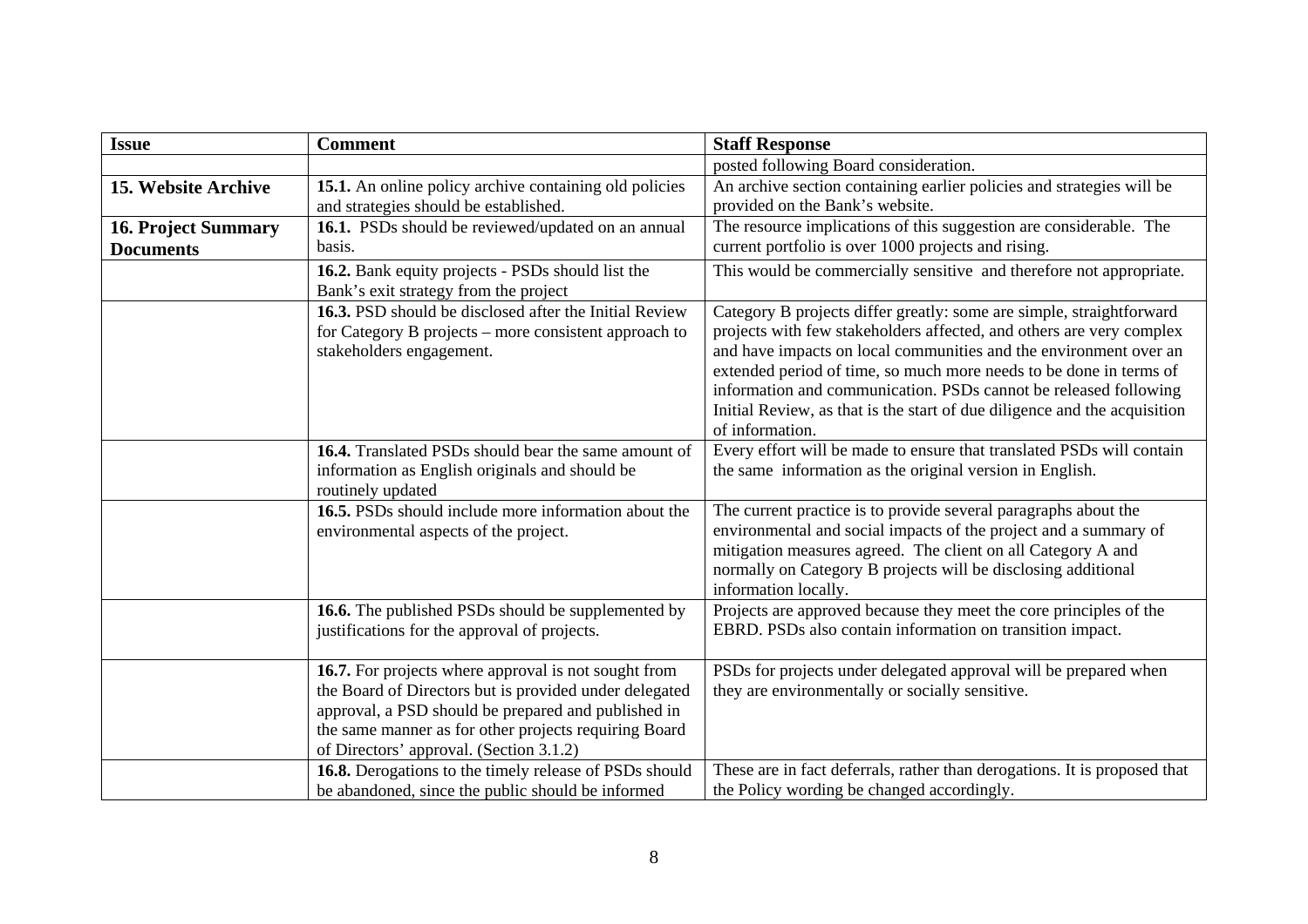| Issue | Comment | Staff Response |
|---|---|---|
| | | posted following Board consideration. |
| **15. Website Archive** | **15.1.** An online policy archive containing old policies and strategies should be established. | An archive section containing earlier policies and strategies will be provided on the Bank's website. |
| **16. Project Summary Documents** | **16.1.** PSDs should be reviewed/updated on an annual basis. | The resource implications of this suggestion are considerable. The current portfolio is over 1000 projects and rising. |
| | **16.2.** Bank equity projects - PSDs should list the Bank's exit strategy from the project | This would be commercially sensitive and therefore not appropriate. |
| | **16.3.** PSD should be disclosed after the Initial Review for Category B projects – more consistent approach to stakeholders engagement. | Category B projects differ greatly: some are simple, straightforward projects with few stakeholders affected, and others are very complex and have impacts on local communities and the environment over an extended period of time, so much more needs to be done in terms of information and communication. PSDs cannot be released following Initial Review, as that is the start of due diligence and the acquisition of information. |
| | **16.4.** Translated PSDs should bear the same amount of information as English originals and should be routinely updated | Every effort will be made to ensure that translated PSDs will contain the same information as the original version in English. |
| | **16.5.** PSDs should include more information about the environmental aspects of the project. | The current practice is to provide several paragraphs about the environmental and social impacts of the project and a summary of mitigation measures agreed. The client on all Category A and normally on Category B projects will be disclosing additional information locally. |
| | **16.6.** The published PSDs should be supplemented by justifications for the approval of projects. | Projects are approved because they meet the core principles of the EBRD. PSDs also contain information on transition impact. |
| | **16.7.** For projects where approval is not sought from the Board of Directors but is provided under delegated approval, a PSD should be prepared and published in the same manner as for other projects requiring Board of Directors' approval. (Section 3.1.2) | PSDs for projects under delegated approval will be prepared when they are environmentally or socially sensitive. |
| | **16.8.** Derogations to the timely release of PSDs should be abandoned, since the public should be informed | These are in fact deferrals, rather than derogations. It is proposed that the Policy wording be changed accordingly. |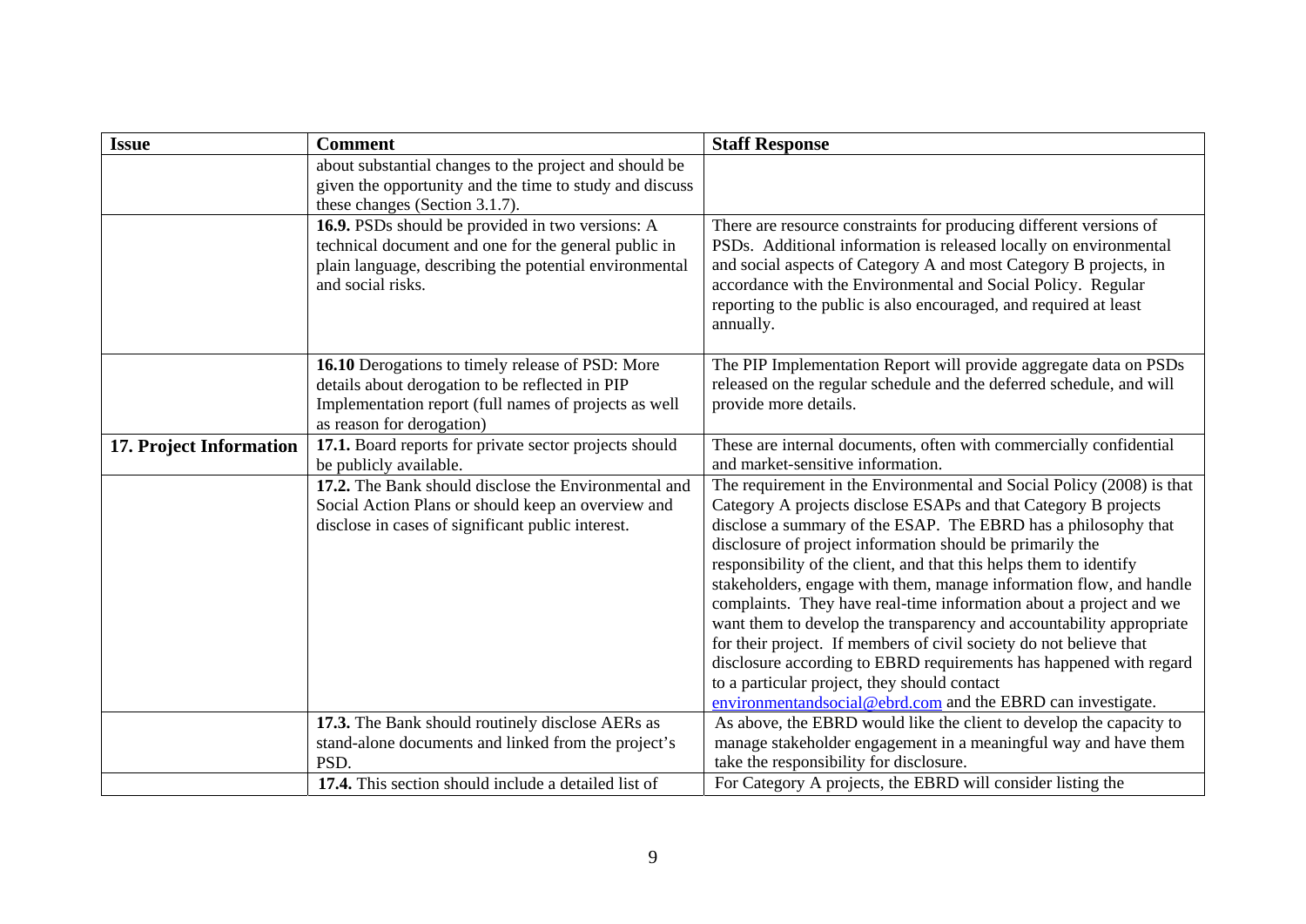| Issue | Comment | Staff Response |
|---|---|---|
| | about substantial changes to the project and should be given the opportunity and the time to study and discuss these changes (Section 3.1.7). | |
| | **16.9.** PSDs should be provided in two versions: A technical document and one for the general public in plain language, describing the potential environmental and social risks. | There are resource constraints for producing different versions of PSDs. Additional information is released locally on environmental and social aspects of Category A and most Category B projects, in accordance with the Environmental and Social Policy. Regular reporting to the public is also encouraged, and required at least annually. |
| | **16.10** Derogations to timely release of PSD: More details about derogation to be reflected in PIP Implementation report (full names of projects as well as reason for derogation) | The PIP Implementation Report will provide aggregate data on PSDs released on the regular schedule and the deferred schedule, and will provide more details. |
| **17. Project Information** | **17.1.** Board reports for private sector projects should be publicly available. | These are internal documents, often with commercially confidential and market-sensitive information. |
| | **17.2.** The Bank should disclose the Environmental and Social Action Plans or should keep an overview and disclose in cases of significant public interest. | The requirement in the Environmental and Social Policy (2008) is that Category A projects disclose ESAPs and that Category B projects disclose a summary of the ESAP. The EBRD has a philosophy that disclosure of project information should be primarily the responsibility of the client, and that this helps them to identify stakeholders, engage with them, manage information flow, and handle complaints. They have real-time information about a project and we want them to develop the transparency and accountability appropriate for their project. If members of civil society do not believe that disclosure according to EBRD requirements has happened with regard to a particular project, they should contact environmentandsocial@ebrd.com and the EBRD can investigate. |
| | **17.3.** The Bank should routinely disclose AERs as stand-alone documents and linked from the project's PSD. | As above, the EBRD would like the client to develop the capacity to manage stakeholder engagement in a meaningful way and have them take the responsibility for disclosure. |
| | **17.4.** This section should include a detailed list of | For Category A projects, the EBRD will consider listing the |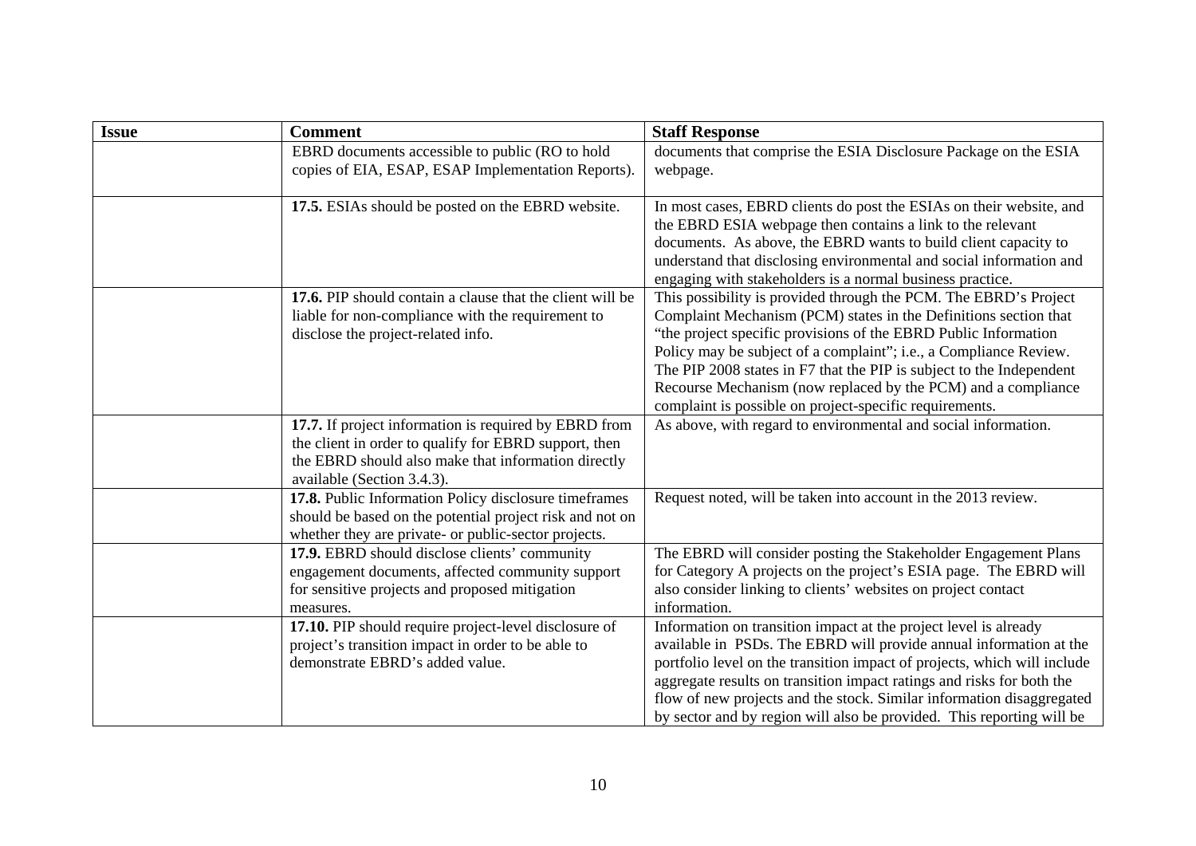| Issue | Comment | Staff Response |
|---|---|---|
| | EBRD documents accessible to public (RO to hold copies of EIA, ESAP, ESAP Implementation Reports). | documents that comprise the ESIA Disclosure Package on the ESIA webpage. |
| | **17.5.** ESIAs should be posted on the EBRD website. | In most cases, EBRD clients do post the ESIAs on their website, and the EBRD ESIA webpage then contains a link to the relevant documents. As above, the EBRD wants to build client capacity to understand that disclosing environmental and social information and engaging with stakeholders is a normal business practice. |
| | **17.6.** PIP should contain a clause that the client will be liable for non-compliance with the requirement to disclose the project-related info. | This possibility is provided through the PCM. The EBRD's Project Complaint Mechanism (PCM) states in the Definitions section that "the project specific provisions of the EBRD Public Information Policy may be subject of a complaint"; i.e., a Compliance Review. The PIP 2008 states in F7 that the PIP is subject to the Independent Recourse Mechanism (now replaced by the PCM) and a compliance complaint is possible on project-specific requirements. |
| | **17.7.** If project information is required by EBRD from the client in order to qualify for EBRD support, then the EBRD should also make that information directly available (Section 3.4.3). | As above, with regard to environmental and social information. |
| | **17.8.** Public Information Policy disclosure timeframes should be based on the potential project risk and not on whether they are private- or public-sector projects. | Request noted, will be taken into account in the 2013 review. |
| | **17.9.** EBRD should disclose clients' community engagement documents, affected community support for sensitive projects and proposed mitigation measures. | The EBRD will consider posting the Stakeholder Engagement Plans for Category A projects on the project's ESIA page. The EBRD will also consider linking to clients' websites on project contact information. |
| | **17.10.** PIP should require project-level disclosure of project's transition impact in order to be able to demonstrate EBRD's added value. | Information on transition impact at the project level is already available in PSDs. The EBRD will provide annual information at the portfolio level on the transition impact of projects, which will include aggregate results on transition impact ratings and risks for both the flow of new projects and the stock. Similar information disaggregated by sector and by region will also be provided. This reporting will be |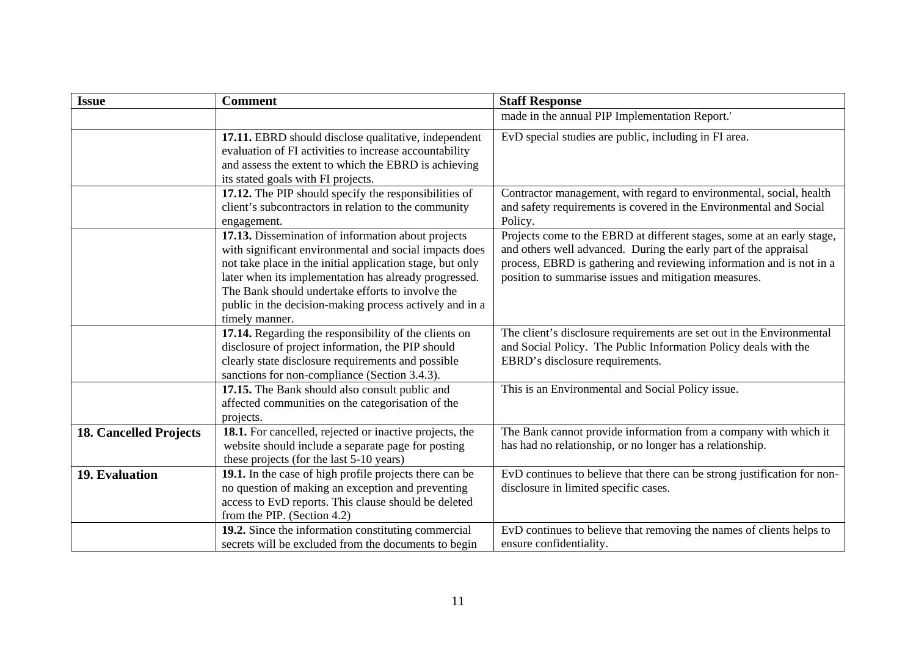| Issue | Comment | Staff Response |
|---|---|---|
| | | made in the annual PIP Implementation Report.' |
| | **17.11.** EBRD should disclose qualitative, independent evaluation of FI activities to increase accountability and assess the extent to which the EBRD is achieving its stated goals with FI projects. | EvD special studies are public, including in FI area. |
| | **17.12.** The PIP should specify the responsibilities of client's subcontractors in relation to the community engagement. | Contractor management, with regard to environmental, social, health and safety requirements is covered in the Environmental and Social Policy. |
| | **17.13.** Dissemination of information about projects with significant environmental and social impacts does not take place in the initial application stage, but only later when its implementation has already progressed. The Bank should undertake efforts to involve the public in the decision-making process actively and in a timely manner. | Projects come to the EBRD at different stages, some at an early stage, and others well advanced. During the early part of the appraisal process, EBRD is gathering and reviewing information and is not in a position to summarise issues and mitigation measures. |
| | **17.14.** Regarding the responsibility of the clients on disclosure of project information, the PIP should clearly state disclosure requirements and possible sanctions for non-compliance (Section 3.4.3). | The client's disclosure requirements are set out in the Environmental and Social Policy. The Public Information Policy deals with the EBRD's disclosure requirements. |
| | **17.15.** The Bank should also consult public and affected communities on the categorisation of the projects. | This is an Environmental and Social Policy issue. |
| **18. Cancelled Projects** | **18.1.** For cancelled, rejected or inactive projects, the website should include a separate page for posting these projects (for the last 5-10 years) | The Bank cannot provide information from a company with which it has had no relationship, or no longer has a relationship. |
| **19. Evaluation** | **19.1.** In the case of high profile projects there can be no question of making an exception and preventing access to EvD reports. This clause should be deleted from the PIP. (Section 4.2) | EvD continues to believe that there can be strong justification for non-disclosure in limited specific cases. |
| | **19.2.** Since the information constituting commercial secrets will be excluded from the documents to begin | EvD continues to believe that removing the names of clients helps to ensure confidentiality. |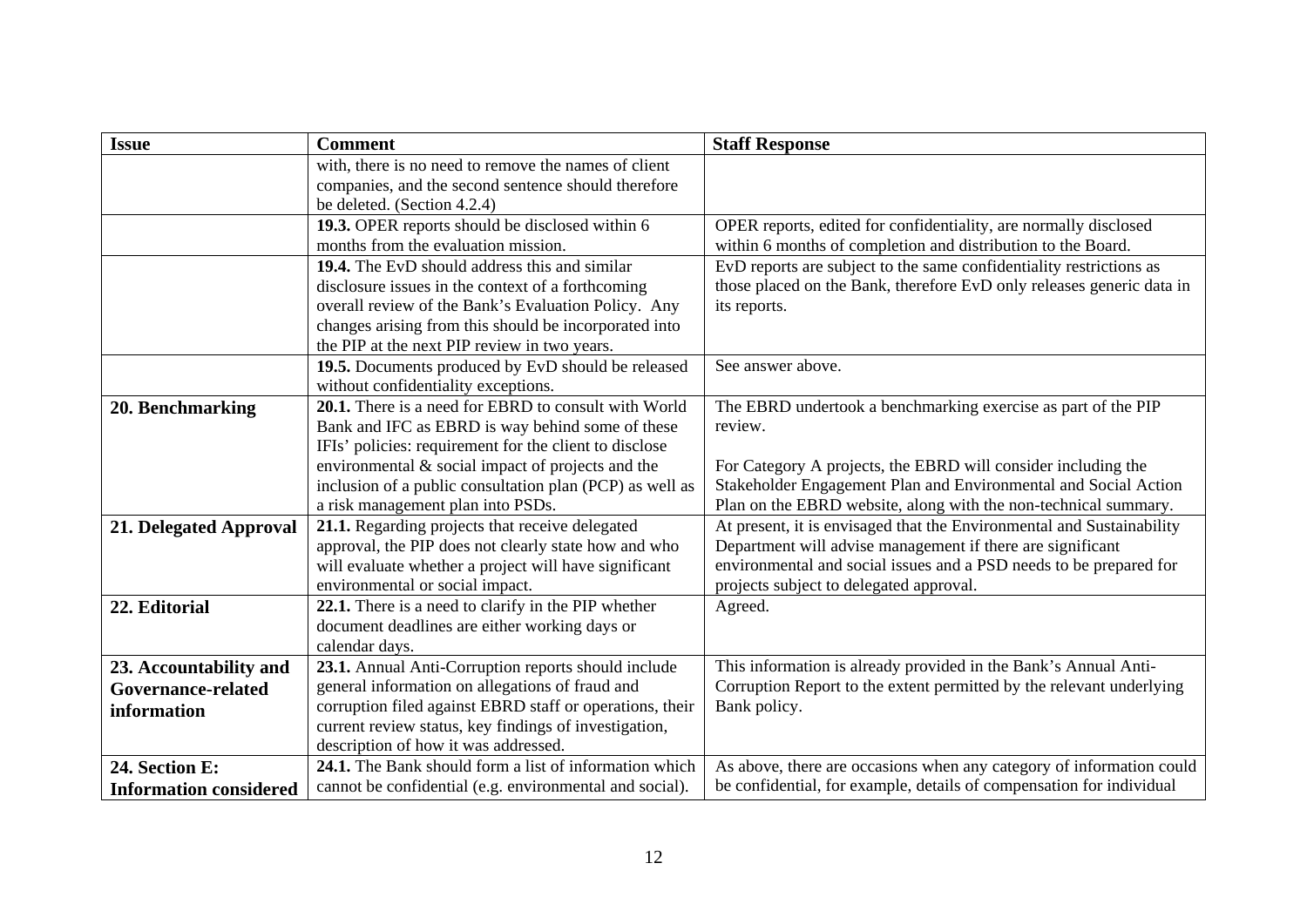| Issue | Comment | Staff Response |
|---|---|---|
| | with, there is no need to remove the names of client companies, and the second sentence should therefore be deleted. (Section 4.2.4) | |
| | **19.3.** OPER reports should be disclosed within 6 months from the evaluation mission. | OPER reports, edited for confidentiality, are normally disclosed within 6 months of completion and distribution to the Board. |
| | **19.4.** The EvD should address this and similar disclosure issues in the context of a forthcoming overall review of the Bank's Evaluation Policy. Any changes arising from this should be incorporated into the PIP at the next PIP review in two years. | EvD reports are subject to the same confidentiality restrictions as those placed on the Bank, therefore EvD only releases generic data in its reports. |
| | **19.5.** Documents produced by EvD should be released without confidentiality exceptions. | See answer above. |
| **20. Benchmarking** | **20.1.** There is a need for EBRD to consult with World Bank and IFC as EBRD is way behind some of these IFIs' policies: requirement for the client to disclose environmental & social impact of projects and the inclusion of a public consultation plan (PCP) as well as a risk management plan into PSDs. | The EBRD undertook a benchmarking exercise as part of the PIP review.<br><br>For Category A projects, the EBRD will consider including the Stakeholder Engagement Plan and Environmental and Social Action Plan on the EBRD website, along with the non-technical summary. |
| **21. Delegated Approval** | **21.1.** Regarding projects that receive delegated approval, the PIP does not clearly state how and who will evaluate whether a project will have significant environmental or social impact. | At present, it is envisaged that the Environmental and Sustainability Department will advise management if there are significant environmental and social issues and a PSD needs to be prepared for projects subject to delegated approval. |
| **22. Editorial** | **22.1.** There is a need to clarify in the PIP whether document deadlines are either working days or calendar days. | Agreed. |
| **23. Accountability and Governance-related information** | **23.1.** Annual Anti-Corruption reports should include general information on allegations of fraud and corruption filed against EBRD staff or operations, their current review status, key findings of investigation, description of how it was addressed. | This information is already provided in the Bank's Annual Anti-Corruption Report to the extent permitted by the relevant underlying Bank policy. |
| **24. Section E: Information considered** | **24.1.** The Bank should form a list of information which cannot be confidential (e.g. environmental and social). | As above, there are occasions when any category of information could be confidential, for example, details of compensation for individual |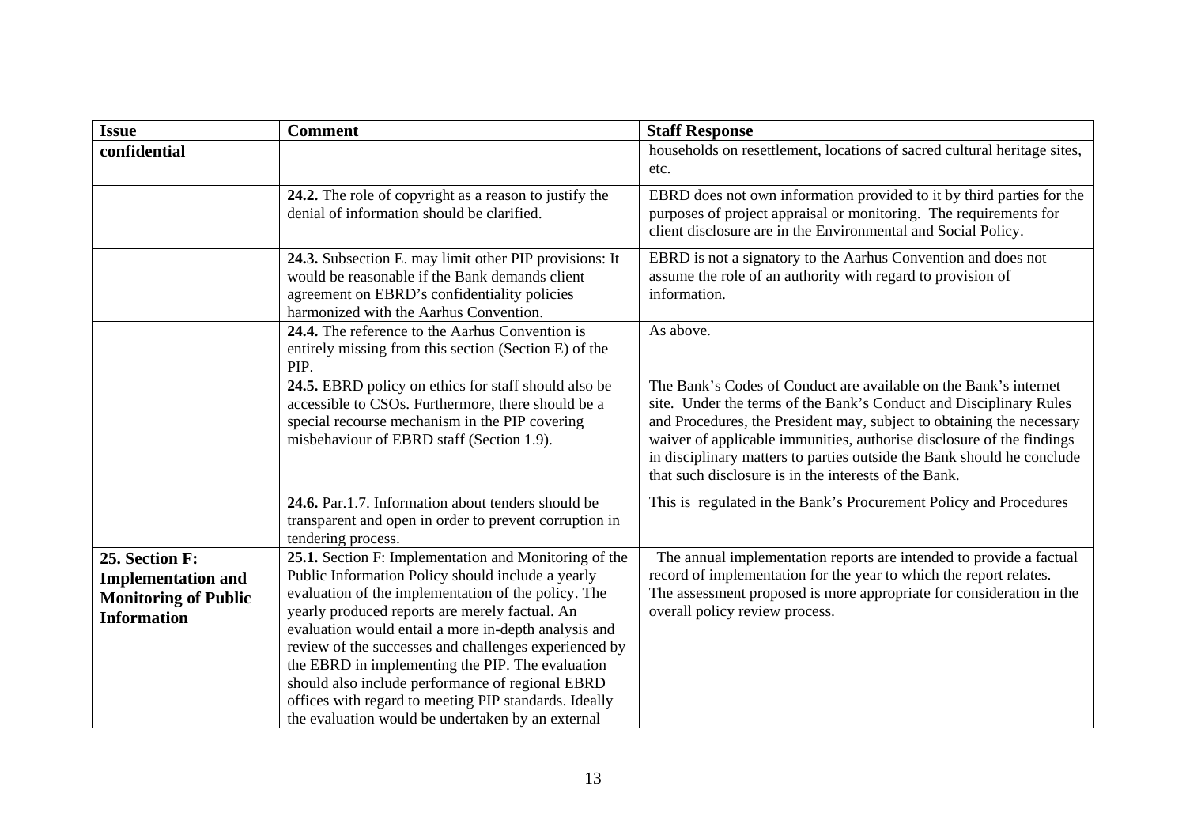| Issue | Comment | Staff Response |
|---|---|---|
| **confidential** | | households on resettlement, locations of sacred cultural heritage sites, etc. |
| | **24.2.** The role of copyright as a reason to justify the denial of information should be clarified. | EBRD does not own information provided to it by third parties for the purposes of project appraisal or monitoring. The requirements for client disclosure are in the Environmental and Social Policy. |
| | **24.3.** Subsection E. may limit other PIP provisions: It would be reasonable if the Bank demands client agreement on EBRD's confidentiality policies harmonized with the Aarhus Convention. | EBRD is not a signatory to the Aarhus Convention and does not assume the role of an authority with regard to provision of information. |
| | **24.4.** The reference to the Aarhus Convention is entirely missing from this section (Section E) of the PIP. | As above. |
| | **24.5.** EBRD policy on ethics for staff should also be accessible to CSOs. Furthermore, there should be a special recourse mechanism in the PIP covering misbehaviour of EBRD staff (Section 1.9). | The Bank's Codes of Conduct are available on the Bank's internet site. Under the terms of the Bank's Conduct and Disciplinary Rules and Procedures, the President may, subject to obtaining the necessary waiver of applicable immunities, authorise disclosure of the findings in disciplinary matters to parties outside the Bank should he conclude that such disclosure is in the interests of the Bank. |
| | **24.6.** Par.1.7. Information about tenders should be transparent and open in order to prevent corruption in tendering process. | This is regulated in the Bank's Procurement Policy and Procedures |
| **25. Section F: Implementation and Monitoring of Public Information** | **25.1.** Section F: Implementation and Monitoring of the Public Information Policy should include a yearly evaluation of the implementation of the policy. The yearly produced reports are merely factual. An evaluation would entail a more in-depth analysis and review of the successes and challenges experienced by the EBRD in implementing the PIP. The evaluation should also include performance of regional EBRD offices with regard to meeting PIP standards. Ideally the evaluation would be undertaken by an external | The annual implementation reports are intended to provide a factual record of implementation for the year to which the report relates. The assessment proposed is more appropriate for consideration in the overall policy review process. |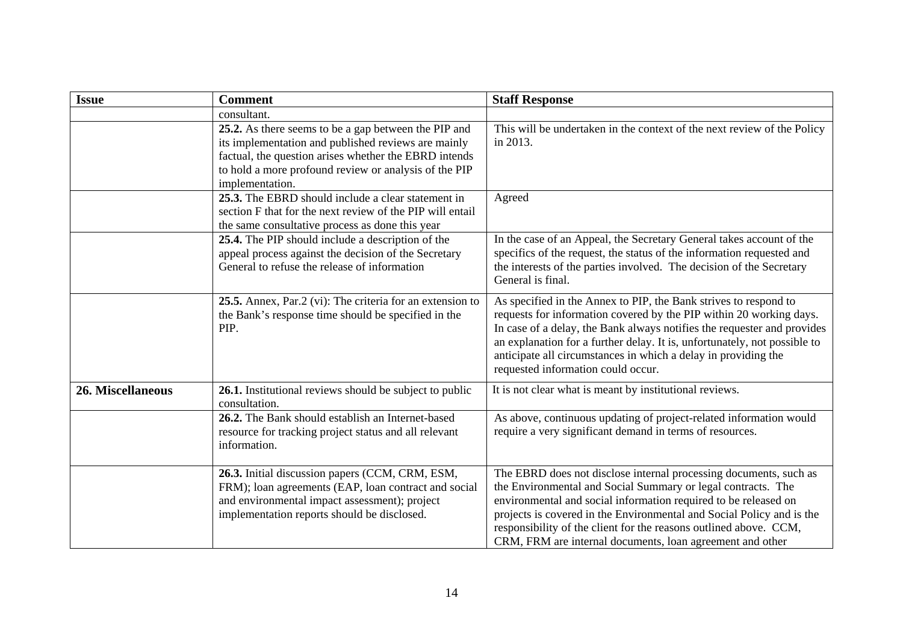| Issue | Comment | Staff Response |
|---|---|---|
| | consultant. | |
| | **25.2.** As there seems to be a gap between the PIP and its implementation and published reviews are mainly factual, the question arises whether the EBRD intends to hold a more profound review or analysis of the PIP implementation. | This will be undertaken in the context of the next review of the Policy in 2013. |
| | **25.3.** The EBRD should include a clear statement in section F that for the next review of the PIP will entail the same consultative process as done this year | Agreed |
| | **25.4.** The PIP should include a description of the appeal process against the decision of the Secretary General to refuse the release of information | In the case of an Appeal, the Secretary General takes account of the specifics of the request, the status of the information requested and the interests of the parties involved. The decision of the Secretary General is final. |
| | **25.5.** Annex, Par.2 (vi): The criteria for an extension to the Bank's response time should be specified in the PIP. | As specified in the Annex to PIP, the Bank strives to respond to requests for information covered by the PIP within 20 working days. In case of a delay, the Bank always notifies the requester and provides an explanation for a further delay. It is, unfortunately, not possible to anticipate all circumstances in which a delay in providing the requested information could occur. |
| **26. Miscellaneous** | **26.1.** Institutional reviews should be subject to public consultation. | It is not clear what is meant by institutional reviews. |
| | **26.2.** The Bank should establish an Internet-based resource for tracking project status and all relevant information. | As above, continuous updating of project-related information would require a very significant demand in terms of resources. |
| | **26.3.** Initial discussion papers (CCM, CRM, ESM, FRM); loan agreements (EAP, loan contract and social and environmental impact assessment); project implementation reports should be disclosed. | The EBRD does not disclose internal processing documents, such as the Environmental and Social Summary or legal contracts. The environmental and social information required to be released on projects is covered in the Environmental and Social Policy and is the responsibility of the client for the reasons outlined above. CCM, CRM, FRM are internal documents, loan agreement and other |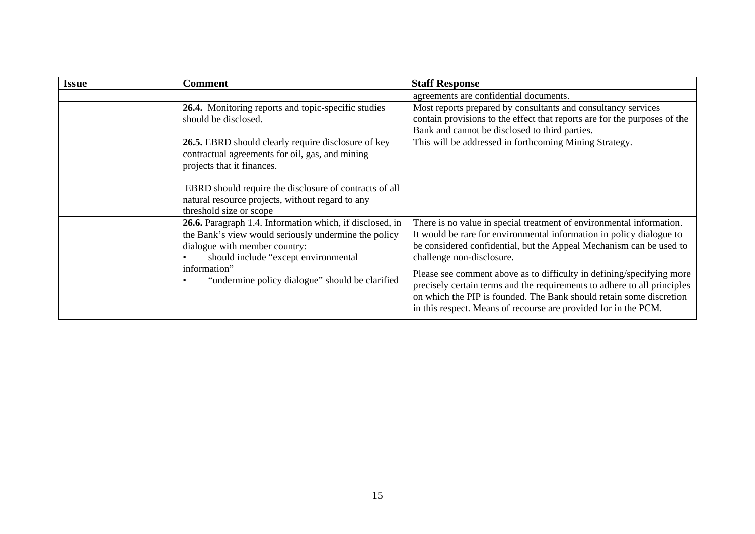| Issue | Comment | Staff Response |
|---|---|---|
| | | agreements are confidential documents. |
| | **26.4.** Monitoring reports and topic-specific studies should be disclosed. | Most reports prepared by consultants and consultancy services contain provisions to the effect that reports are for the purposes of the Bank and cannot be disclosed to third parties. |
| | **26.5.** EBRD should clearly require disclosure of key contractual agreements for oil, gas, and mining projects that it finances.<br><br>EBRD should require the disclosure of contracts of all natural resource projects, without regard to any threshold size or scope | This will be addressed in forthcoming Mining Strategy. |
| | **26.6.** Paragraph 1.4. Information which, if disclosed, in the Bank's view would seriously undermine the policy dialogue with member country:<br>• should include "except environmental information"<br>• "undermine policy dialogue" should be clarified | There is no value in special treatment of environmental information. It would be rare for environmental information in policy dialogue to be considered confidential, but the Appeal Mechanism can be used to challenge non-disclosure.<br><br>Please see comment above as to difficulty in defining/specifying more precisely certain terms and the requirements to adhere to all principles on which the PIP is founded. The Bank should retain some discretion in this respect. Means of recourse are provided for in the PCM. |